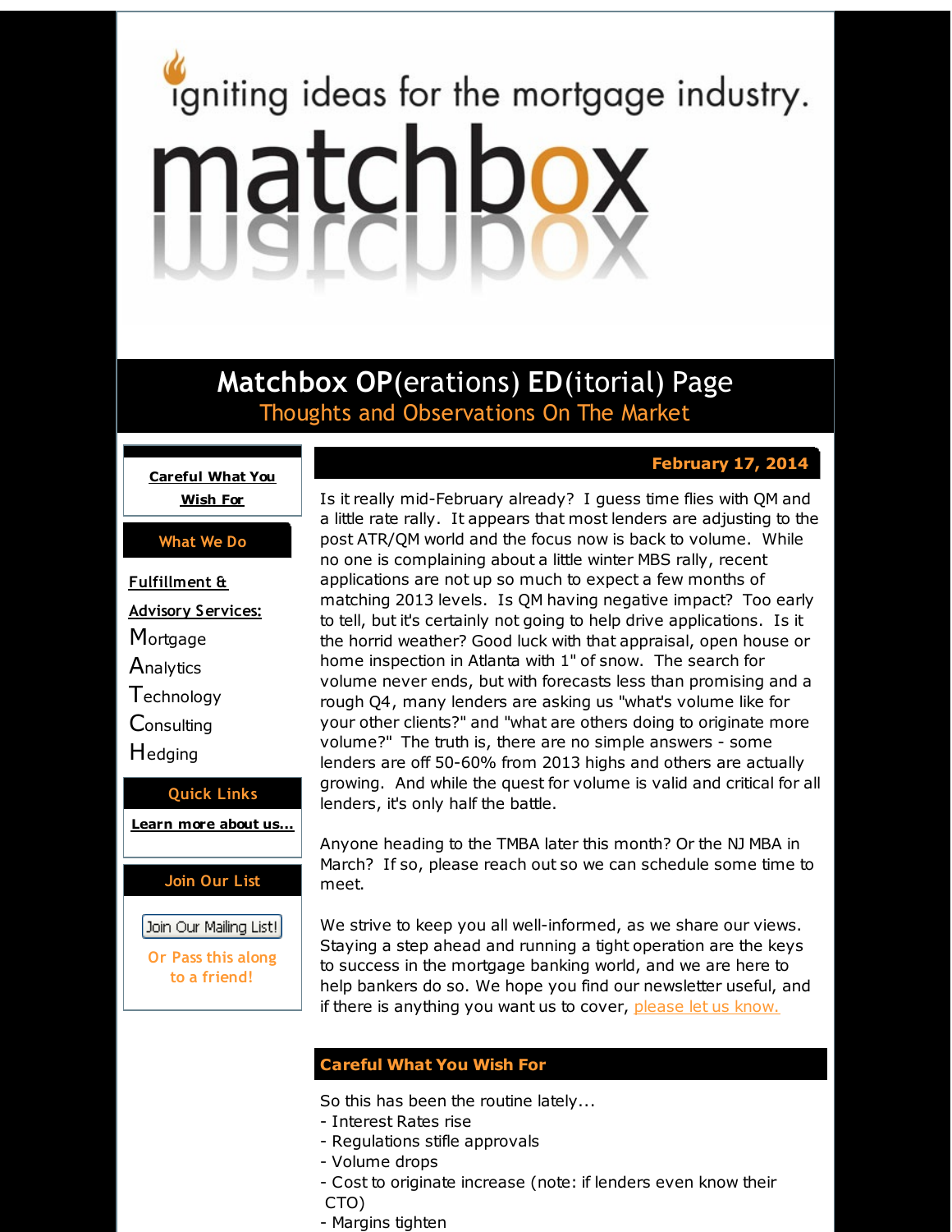igniting ideas for the mortgage industry.

# matchbox

## Matchbox OP(erations) ED(itorial) Page

Thoughts and Observations On The Market

**Careful What You Wish For**

**What We Do**

**Fulfillment & Advisory Services:**

Mortgage
Analytics
Technology
Consulting
Hedging

**Quick Links**

**Learn more about us...**

**Join Our List**

Join Our Mailing List!

Or Pass this along to a friend!

**February 17, 2014**

Is it really mid-February already? I guess time flies with QM and a little rate rally. It appears that most lenders are adjusting to the post ATR/QM world and the focus now is back to volume. While no one is complaining about a little winter MBS rally, recent applications are not up so much to expect a few months of matching 2013 levels. Is QM having negative impact? Too early to tell, but it's certainly not going to help drive applications. Is it the horrid weather? Good luck with that appraisal, open house or home inspection in Atlanta with 1" of snow. The search for volume never ends, but with forecasts less than promising and a rough Q4, many lenders are asking us "what's volume like for your other clients?" and "what are others doing to originate more volume?" The truth is, there are no simple answers - some lenders are off 50-60% from 2013 highs and others are actually growing. And while the quest for volume is valid and critical for all lenders, it's only half the battle.

Anyone heading to the TMBA later this month? Or the NJ MBA in March? If so, please reach out so we can schedule some time to meet.

We strive to keep you all well-informed, as we share our views. Staying a step ahead and running a tight operation are the keys to success in the mortgage banking world, and we are here to help bankers do so. We hope you find our newsletter useful, and if there is anything you want us to cover, please let us know.

## Careful What You Wish For

So this has been the routine lately...

- Interest Rates rise
- Regulations stifle approvals
- Volume drops
- Cost to originate increase (note: if lenders even know their CTO)
- Margins tighten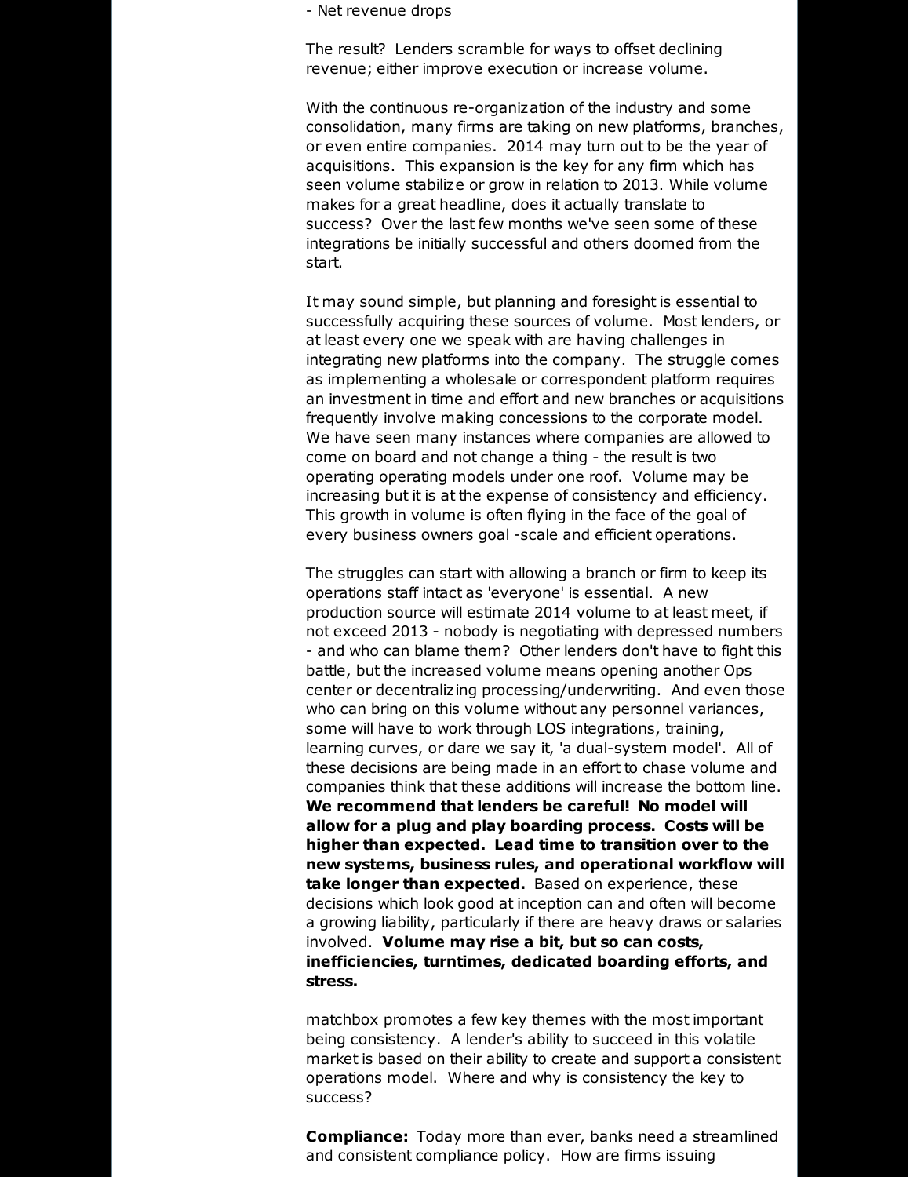- Net revenue drops

The result? Lenders scramble for ways to offset declining revenue; either improve execution or increase volume.

With the continuous re-organization of the industry and some consolidation, many firms are taking on new platforms, branches, or even entire companies. 2014 may turn out to be the year of acquisitions. This expansion is the key for any firm which has seen volume stabilize or grow in relation to 2013. While volume makes for a great headline, does it actually translate to success? Over the last few months we've seen some of these integrations be initially successful and others doomed from the start.

It may sound simple, but planning and foresight is essential to successfully acquiring these sources of volume. Most lenders, or at least every one we speak with are having challenges in integrating new platforms into the company. The struggle comes as implementing a wholesale or correspondent platform requires an investment in time and effort and new branches or acquisitions frequently involve making concessions to the corporate model. We have seen many instances where companies are allowed to come on board and not change a thing - the result is two operating operating models under one roof. Volume may be increasing but it is at the expense of consistency and efficiency. This growth in volume is often flying in the face of the goal of every business owners goal -scale and efficient operations.

The struggles can start with allowing a branch or firm to keep its operations staff intact as 'everyone' is essential. A new production source will estimate 2014 volume to at least meet, if not exceed 2013 - nobody is negotiating with depressed numbers - and who can blame them? Other lenders don't have to fight this battle, but the increased volume means opening another Ops center or decentralizing processing/underwriting. And even those who can bring on this volume without any personnel variances, some will have to work through LOS integrations, training, learning curves, or dare we say it, 'a dual-system model'. All of these decisions are being made in an effort to chase volume and companies think that these additions will increase the bottom line. **We recommend that lenders be careful! No model will allow for a plug and play boarding process. Costs will be higher than expected. Lead time to transition over to the new systems, business rules, and operational workflow will take longer than expected.** Based on experience, these decisions which look good at inception can and often will become a growing liability, particularly if there are heavy draws or salaries involved. **Volume may rise a bit, but so can costs, inefficiencies, turntimes, dedicated boarding efforts, and stress.**

matchbox promotes a few key themes with the most important being consistency. A lender's ability to succeed in this volatile market is based on their ability to create and support a consistent operations model. Where and why is consistency the key to success?

**Compliance:** Today more than ever, banks need a streamlined and consistent compliance policy. How are firms issuing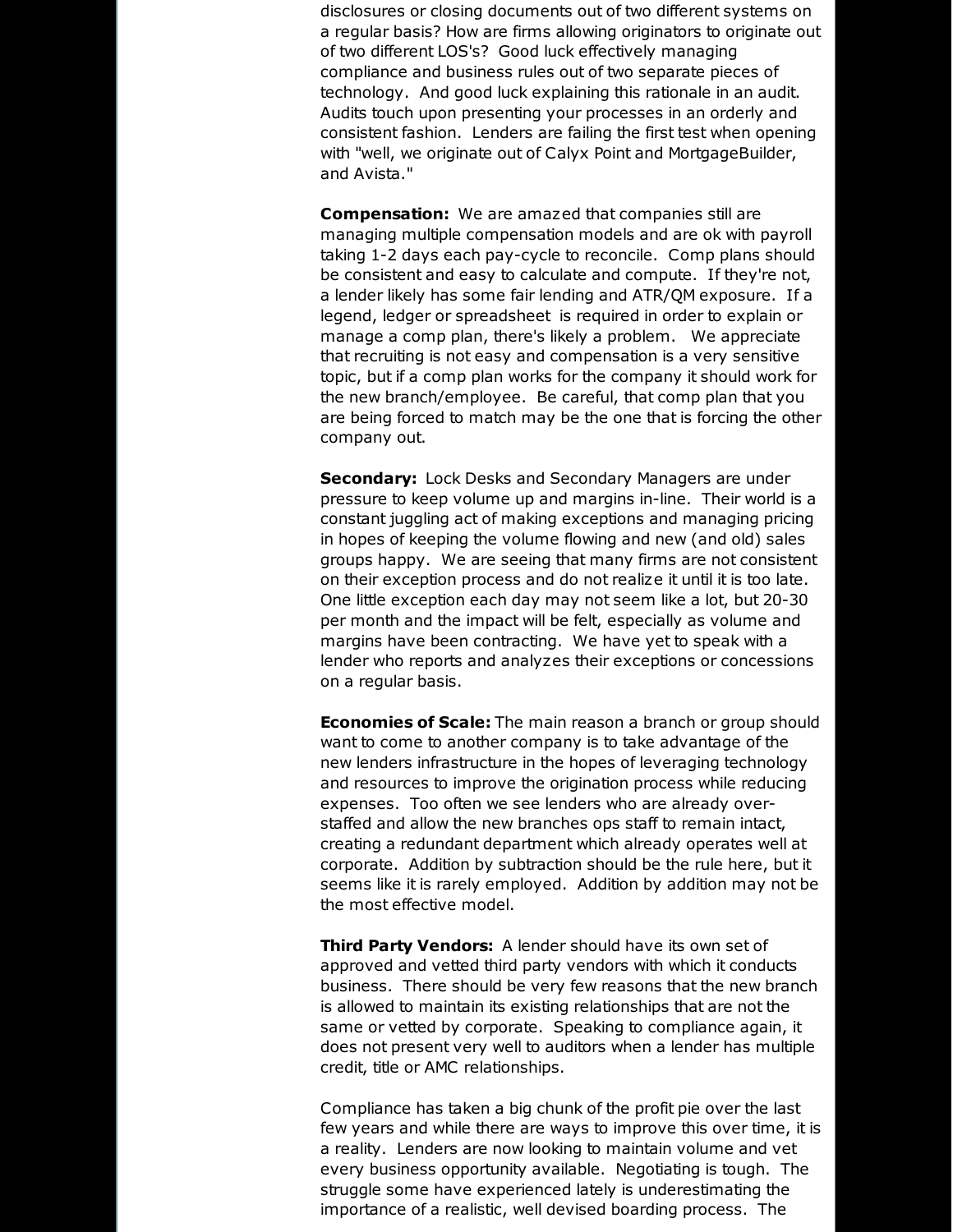disclosures or closing documents out of two different systems on a regular basis? How are firms allowing originators to originate out of two different LOS's? Good luck effectively managing compliance and business rules out of two separate pieces of technology. And good luck explaining this rationale in an audit. Audits touch upon presenting your processes in an orderly and consistent fashion. Lenders are failing the first test when opening with "well, we originate out of Calyx Point and MortgageBuilder, and Avista."

**Compensation:** We are amazed that companies still are managing multiple compensation models and are ok with payroll taking 1-2 days each pay-cycle to reconcile. Comp plans should be consistent and easy to calculate and compute. If they're not, a lender likely has some fair lending and ATR/QM exposure. If a legend, ledger or spreadsheet is required in order to explain or manage a comp plan, there's likely a problem. We appreciate that recruiting is not easy and compensation is a very sensitive topic, but if a comp plan works for the company it should work for the new branch/employee. Be careful, that comp plan that you are being forced to match may be the one that is forcing the other company out.

**Secondary:** Lock Desks and Secondary Managers are under pressure to keep volume up and margins in-line. Their world is a constant juggling act of making exceptions and managing pricing in hopes of keeping the volume flowing and new (and old) sales groups happy. We are seeing that many firms are not consistent on their exception process and do not realize it until it is too late. One little exception each day may not seem like a lot, but 20-30 per month and the impact will be felt, especially as volume and margins have been contracting. We have yet to speak with a lender who reports and analyzes their exceptions or concessions on a regular basis.

**Economies of Scale:** The main reason a branch or group should want to come to another company is to take advantage of the new lenders infrastructure in the hopes of leveraging technology and resources to improve the origination process while reducing expenses. Too often we see lenders who are already over-staffed and allow the new branches ops staff to remain intact, creating a redundant department which already operates well at corporate. Addition by subtraction should be the rule here, but it seems like it is rarely employed. Addition by addition may not be the most effective model.

**Third Party Vendors:** A lender should have its own set of approved and vetted third party vendors with which it conducts business. There should be very few reasons that the new branch is allowed to maintain its existing relationships that are not the same or vetted by corporate. Speaking to compliance again, it does not present very well to auditors when a lender has multiple credit, title or AMC relationships.

Compliance has taken a big chunk of the profit pie over the last few years and while there are ways to improve this over time, it is a reality. Lenders are now looking to maintain volume and vet every business opportunity available. Negotiating is tough. The struggle some have experienced lately is underestimating the importance of a realistic, well devised boarding process. The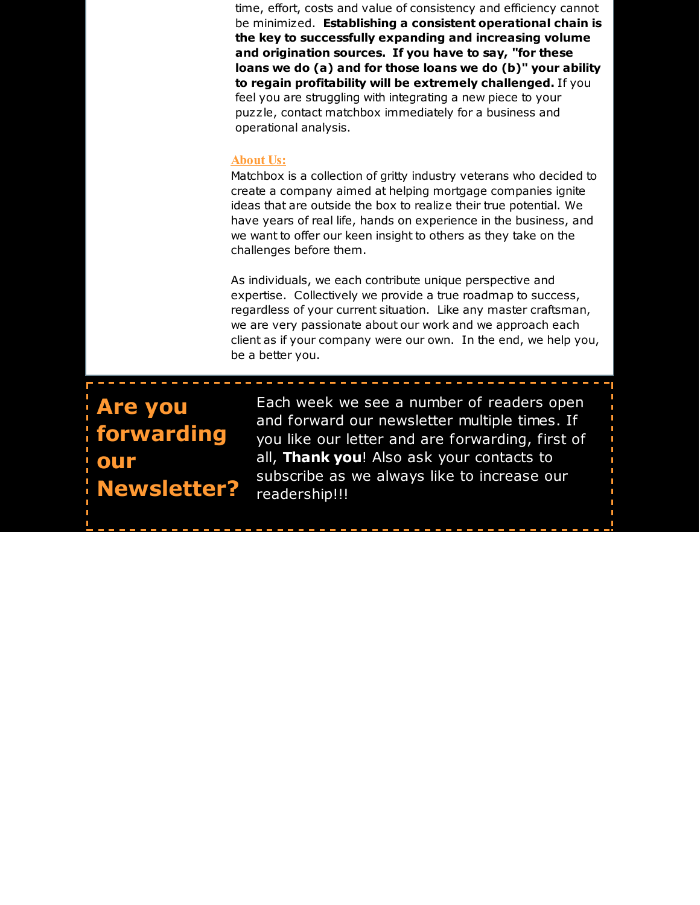time, effort, costs and value of consistency and efficiency cannot be minimized. **Establishing a consistent operational chain is the key to successfully expanding and increasing volume and origination sources. If you have to say, "for these loans we do (a) and for those loans we do (b)" your ability to regain profitability will be extremely challenged.** If you feel you are struggling with integrating a new piece to your puzzle, contact matchbox immediately for a business and operational analysis.

## About Us:

Matchbox is a collection of gritty industry veterans who decided to create a company aimed at helping mortgage companies ignite ideas that are outside the box to realize their true potential. We have years of real life, hands on experience in the business, and we want to offer our keen insight to others as they take on the challenges before them.

As individuals, we each contribute unique perspective and expertise. Collectively we provide a true roadmap to success, regardless of your current situation. Like any master craftsman, we are very passionate about our work and we approach each client as if your company were our own. In the end, we help you, be a better you.

## Are you forwarding our Newsletter?

Each week we see a number of readers open and forward our newsletter multiple times. If you like our letter and are forwarding, first of all, **Thank you**! Also ask your contacts to subscribe as we always like to increase our readership!!!